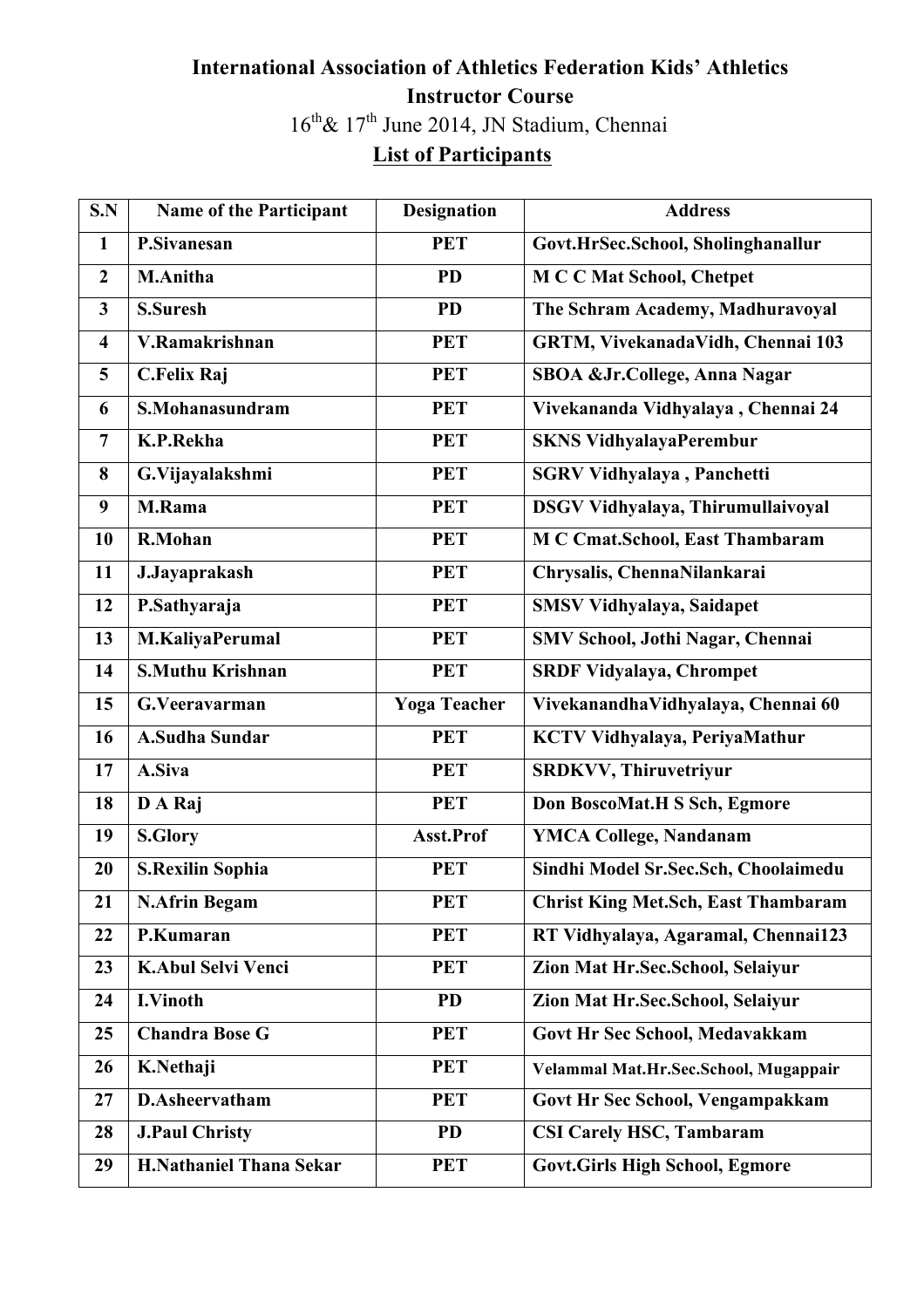# International Association of Athletics Federation Kids' Athletics Instructor Course

16th & 17th June 2014, JN Stadium, Chennai

## List of Participants

| S.N | Name of the Participant | Designation | Address |
|---|---|---|---|
| 1 | P.Sivanesan | PET | Govt.HrSec.School, Sholinghanallur |
| 2 | M.Anitha | PD | M C C Mat School, Chetpet |
| 3 | S.Suresh | PD | The Schram Academy, Madhuravoyal |
| 4 | V.Ramakrishnan | PET | GRTM, VivekanadaVidh, Chennai 103 |
| 5 | C.Felix Raj | PET | SBOA &Jr.College, Anna Nagar |
| 6 | S.Mohanasundram | PET | Vivekananda Vidhyalaya , Chennai 24 |
| 7 | K.P.Rekha | PET | SKNS VidhyalayaPerembur |
| 8 | G.Vijayalakshmi | PET | SGRV Vidhyalaya , Panchetti |
| 9 | M.Rama | PET | DSGV Vidhyalaya, Thirumullaivoyal |
| 10 | R.Mohan | PET | M C Cmat.School, East Thambaram |
| 11 | J.Jayaprakash | PET | Chrysalis, ChennaNilankarai |
| 12 | P.Sathyaraja | PET | SMSV Vidhyalaya, Saidapet |
| 13 | M.KaliyaPerumal | PET | SMV School, Jothi Nagar, Chennai |
| 14 | S.Muthu Krishnan | PET | SRDF Vidyalaya, Chrompet |
| 15 | G.Veeravarman | Yoga Teacher | VivekanandhaVidhyalaya, Chennai 60 |
| 16 | A.Sudha Sundar | PET | KCTV Vidhyalaya, PeriyaMathur |
| 17 | A.Siva | PET | SRDKVV, Thiruvetriyur |
| 18 | D A Raj | PET | Don BoscoMat.H S Sch, Egmore |
| 19 | S.Glory | Asst.Prof | YMCA College, Nandanam |
| 20 | S.Rexilin Sophia | PET | Sindhi Model Sr.Sec.Sch, Choolaimedu |
| 21 | N.Afrin Begam | PET | Christ King Met.Sch, East Thambaram |
| 22 | P.Kumaran | PET | RT Vidhyalaya, Agaramal, Chennai123 |
| 23 | K.Abul Selvi Venci | PET | Zion Mat Hr.Sec.School, Selaiyur |
| 24 | I.Vinoth | PD | Zion Mat Hr.Sec.School, Selaiyur |
| 25 | Chandra Bose G | PET | Govt Hr Sec School, Medavakkam |
| 26 | K.Nethaji | PET | Velammal Mat.Hr.Sec.School, Mugappair |
| 27 | D.Asheervatham | PET | Govt Hr Sec School, Vengampakkam |
| 28 | J.Paul Christy | PD | CSI Carely HSC, Tambaram |
| 29 | H.Nathaniel Thana Sekar | PET | Govt.Girls High School, Egmore |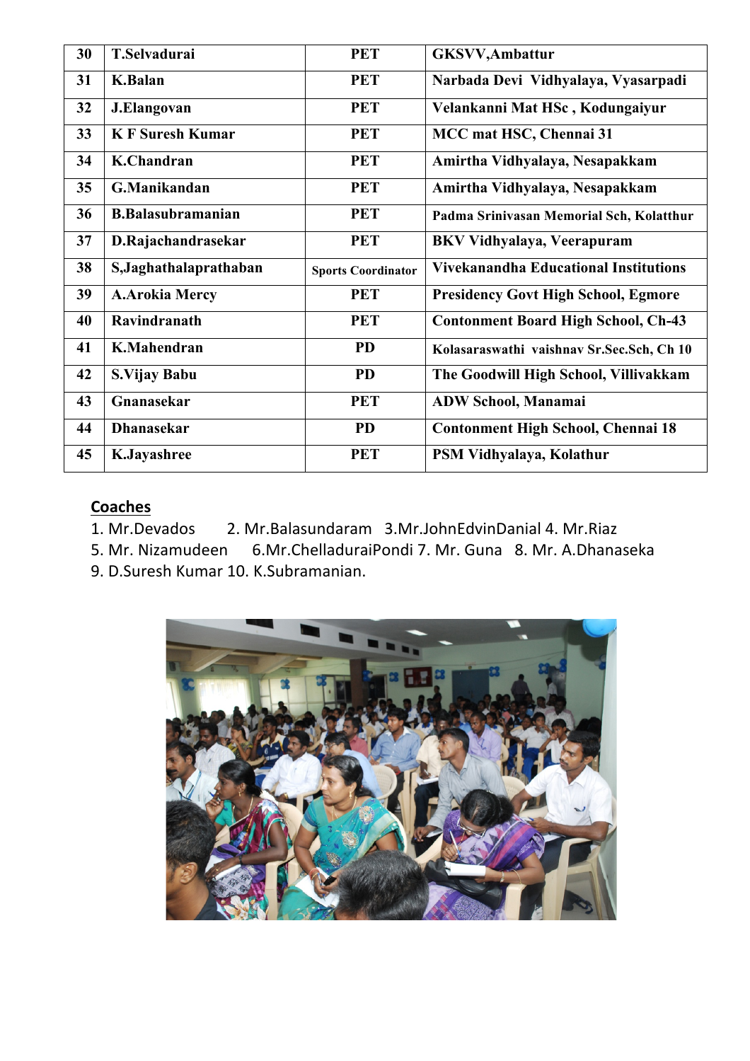| 30 | T.Selvadurai | PET | GKSVV,Ambattur |
|---|---|---|---|
| 31 | K.Balan | PET | Narbada Devi Vidhyalaya, Vyasarpadi |
| 32 | J.Elangovan | PET | Velankanni Mat HSc , Kodungaiyur |
| 33 | K F Suresh Kumar | PET | MCC mat HSC, Chennai 31 |
| 34 | K.Chandran | PET | Amirtha Vidhyalaya, Nesapakkam |
| 35 | G.Manikandan | PET | Amirtha Vidhyalaya, Nesapakkam |
| 36 | B.Balasubramanian | PET | Padma Srinivasan Memorial Sch, Kolatthur |
| 37 | D.Rajachandrasekar | PET | BKV Vidhyalaya, Veerapuram |
| 38 | S,Jaghathalaprathaban | Sports Coordinator | Vivekanandha Educational Institutions |
| 39 | A.Arokia Mercy | PET | Presidency Govt High School, Egmore |
| 40 | Ravindranath | PET | Contonment Board High School, Ch-43 |
| 41 | K.Mahendran | PD | Kolasaraswathi vaishnav Sr.Sec.Sch, Ch 10 |
| 42 | S.Vijay Babu | PD | The Goodwill High School, Villivakkam |
| 43 | Gnanasekar | PET | ADW School, Manamai |
| 44 | Dhanasekar | PD | Contonment High School, Chennai 18 |
| 45 | K.Jayashree | PET | PSM Vidhyalaya, Kolathur |

## Coaches

1. Mr.Devados 2. Mr.Balasundaram 3.Mr.JohnEdvinDanial 4. Mr.Riaz
5. Mr. Nizamudeen 6.Mr.ChelladuraiPondi 7. Mr. Guna 8. Mr. A.Dhanaseka
9. D.Suresh Kumar 10. K.Subramanian.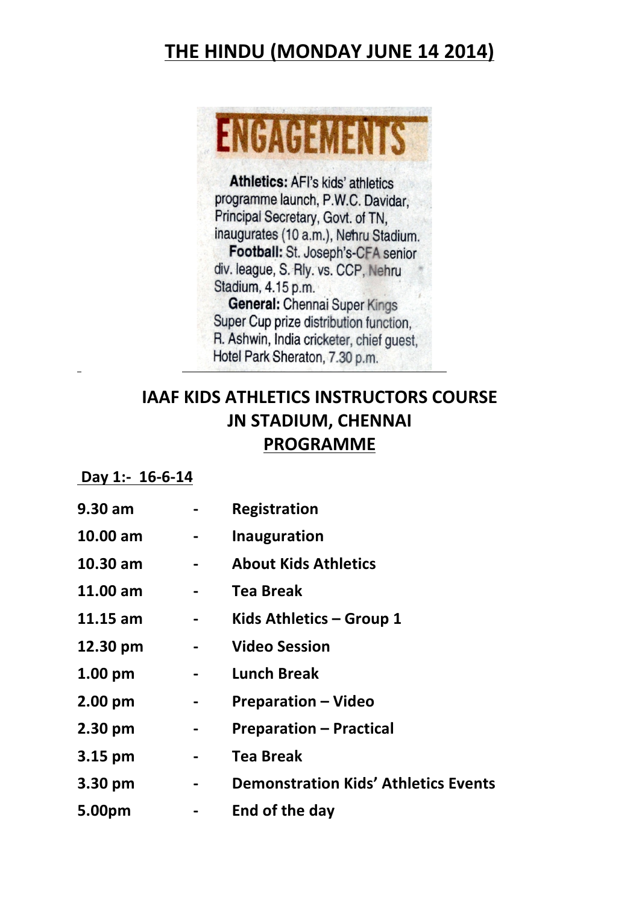# THE HINDU (MONDAY JUNE 14 2014)

## ENGAGEMENTS

**Athletics:** AFI's kids' athletics programme launch, P.W.C. Davidar, Principal Secretary, Govt. of TN, inaugurates (10 a.m.), Nehru Stadium.

**Football:** St. Joseph's-CFA senior div. league, S. Rly. vs. CCP, Nehru Stadium, 4.15 p.m.

**General:** Chennai Super Kings Super Cup prize distribution function, R. Ashwin, India cricketer, chief guest, Hotel Park Sheraton, 7.30 p.m.

## IAAF KIDS ATHLETICS INSTRUCTORS COURSE
## JN STADIUM, CHENNAI
## PROGRAMME

**Day 1:- 16-6-14**

| Time | | Activity |
|---|---|---|
| **9.30 am** | - | **Registration** |
| **10.00 am** | - | **Inauguration** |
| **10.30 am** | - | **About Kids Athletics** |
| **11.00 am** | - | **Tea Break** |
| **11.15 am** | - | **Kids Athletics – Group 1** |
| **12.30 pm** | - | **Video Session** |
| **1.00 pm** | - | **Lunch Break** |
| **2.00 pm** | - | **Preparation – Video** |
| **2.30 pm** | - | **Preparation – Practical** |
| **3.15 pm** | - | **Tea Break** |
| **3.30 pm** | - | **Demonstration Kids' Athletics Events** |
| **5.00pm** | - | **End of the day** |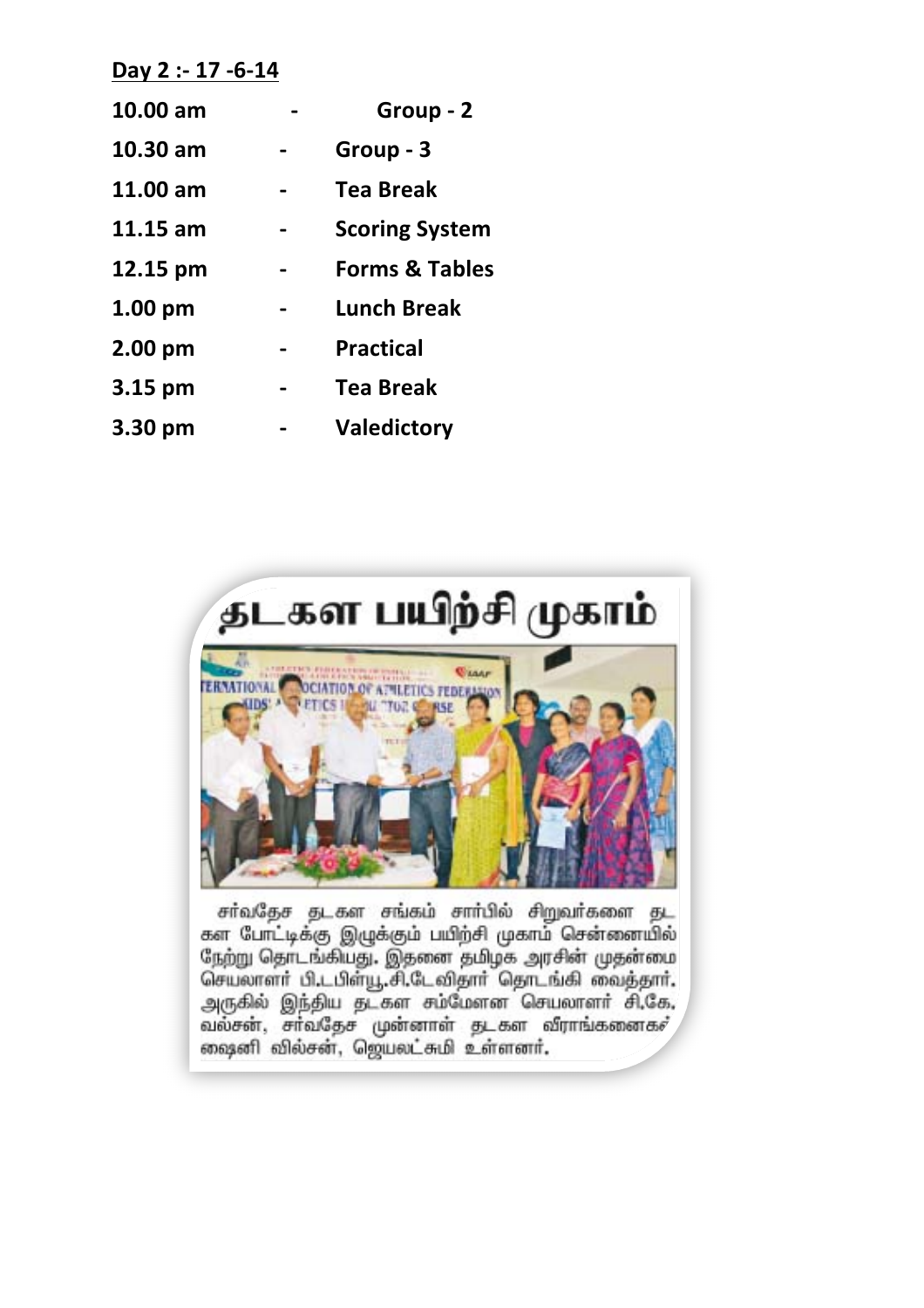**Day 2 :- 17 -6-14**

| | | |
|---|---|---|
| **10.00 am** | **-** | **Group - 2** |
| **10.30 am** | **-** | **Group - 3** |
| **11.00 am** | **-** | **Tea Break** |
| **11.15 am** | **-** | **Scoring System** |
| **12.15 pm** | **-** | **Forms & Tables** |
| **1.00 pm** | **-** | **Lunch Break** |
| **2.00 pm** | **-** | **Practical** |
| **3.15 pm** | **-** | **Tea Break** |
| **3.30 pm** | **-** | **Valedictory** |

# தடகள பயிற்சி முகாம்

சர்வதேச தடகள சங்கம் சார்பில் சிறுவர்களை தடகள போட்டிக்கு இழுக்கும் பயிற்சி முகாம் சென்னையில் நேற்று தொடங்கியது. இதனை தமிழக அரசின் முதன்மை செயலாளர் பி.டபிள்யூ.சி.டேவிதார் தொடங்கி வைத்தார். அருகில் இந்திய தடகள சம்மேளன செயலாளர் சி.கே. வல்சன், சர்வதேச முன்னாள் தடகள வீராங்கனைகள் ஷைனி வில்சன், ஜெயலட்சுமி உள்ளனர்.